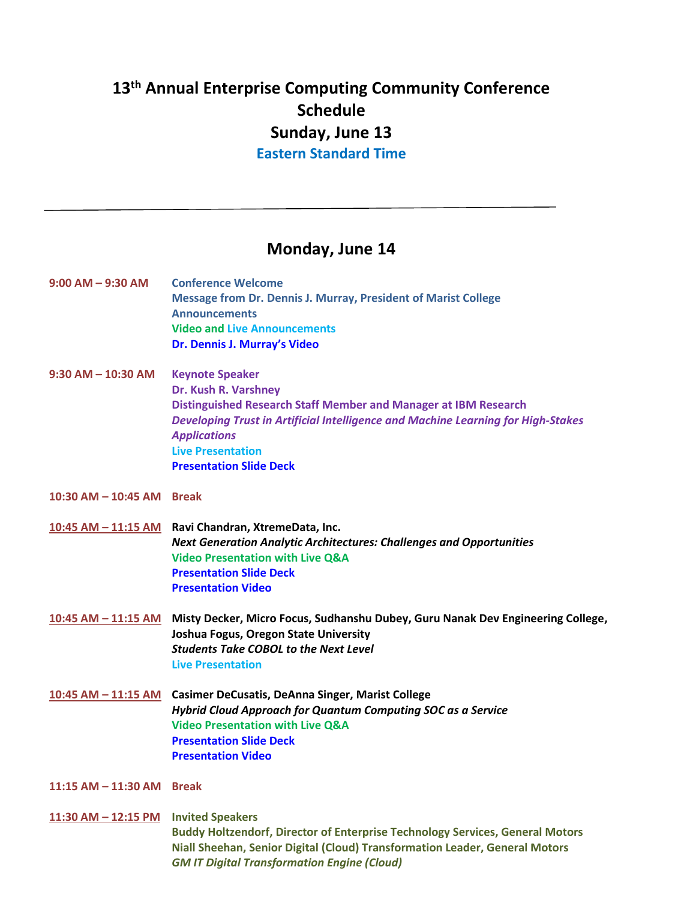# 13th Annual Enterprise Computing Community Conference Schedule

## Sunday, June 13

**Eastern Standard Time**

---

## Monday, June 14

**9:00 AM – 9:30 AM**
**Conference Welcome**
**Message from Dr. Dennis J. Murray, President of Marist College**
**Announcements**
**Video and Live Announcements**
**Dr. Dennis J. Murray's Video**

**9:30 AM – 10:30 AM**
**Keynote Speaker**
**Dr. Kush R. Varshney**
**Distinguished Research Staff Member and Manager at IBM Research**
***Developing Trust in Artificial Intelligence and Machine Learning for High-Stakes Applications***
**Live Presentation**
**Presentation Slide Deck**

**10:30 AM – 10:45 AM** **Break**

**10:45 AM – 11:15 AM**
**Ravi Chandran, XtremeData, Inc.**
***Next Generation Analytic Architectures: Challenges and Opportunities***
**Video Presentation with Live Q&A**
**Presentation Slide Deck**
**Presentation Video**

**10:45 AM – 11:15 AM**
**Misty Decker, Micro Focus, Sudhanshu Dubey, Guru Nanak Dev Engineering College, Joshua Fogus, Oregon State University**
***Students Take COBOL to the Next Level***
**Live Presentation**

**10:45 AM – 11:15 AM**
**Casimer DeCusatis, DeAnna Singer, Marist College**
***Hybrid Cloud Approach for Quantum Computing SOC as a Service***
**Video Presentation with Live Q&A**
**Presentation Slide Deck**
**Presentation Video**

**11:15 AM – 11:30 AM** **Break**

**11:30 AM – 12:15 PM**
**Invited Speakers**
**Buddy Holtzendorf, Director of Enterprise Technology Services, General Motors**
**Niall Sheehan, Senior Digital (Cloud) Transformation Leader, General Motors**
***GM IT Digital Transformation Engine (Cloud)***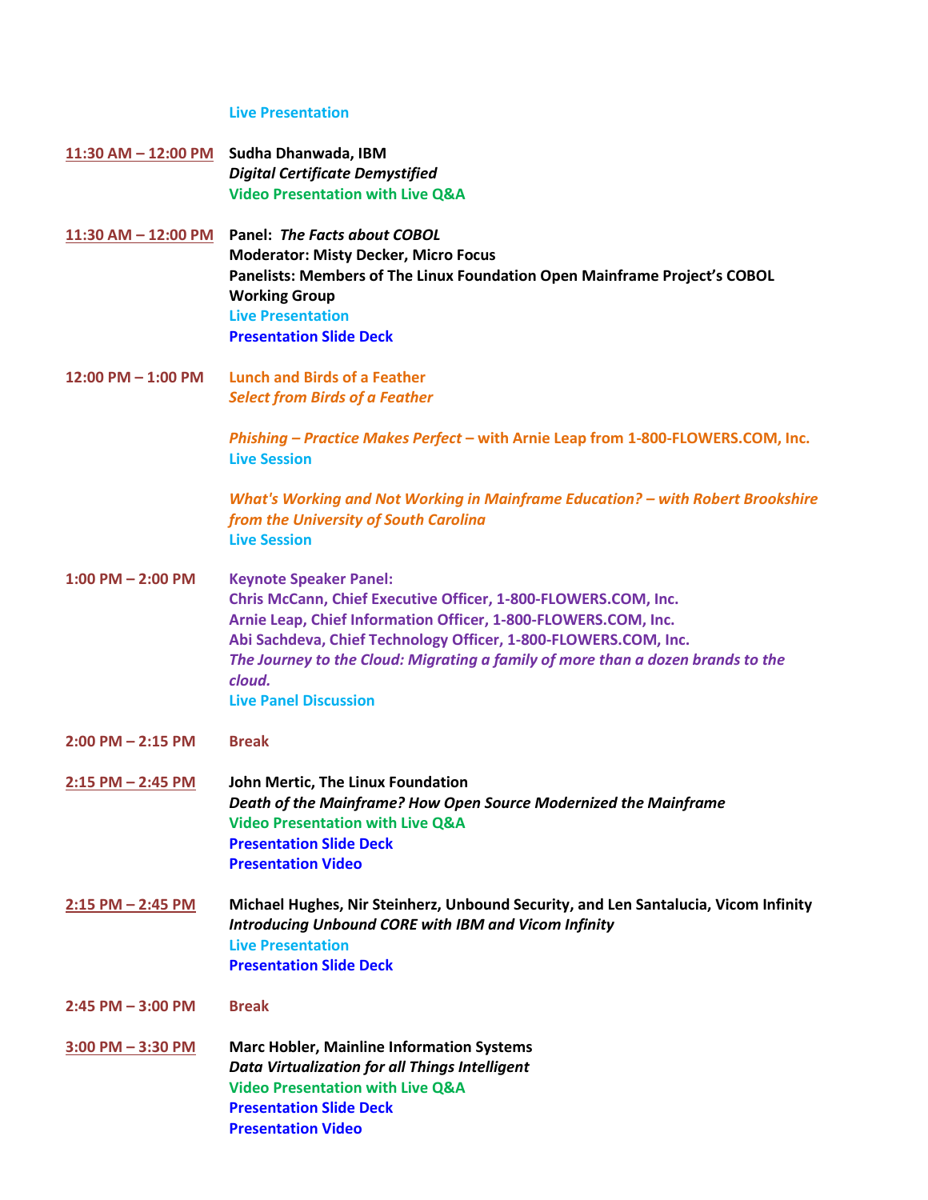Live Presentation

**11:30 AM – 12:00 PM** **Sudha Dhanwada, IBM**
***Digital Certificate Demystified***
**Video Presentation with Live Q&A**

**11:30 AM – 12:00 PM** **Panel:** ***The Facts about COBOL***
**Moderator: Misty Decker, Micro Focus**
**Panelists: Members of The Linux Foundation Open Mainframe Project's COBOL Working Group**
**Live Presentation**
**Presentation Slide Deck**

**12:00 PM – 1:00 PM** **Lunch and Birds of a Feather**
***Select from Birds of a Feather***

***Phishing – Practice Makes Perfect* – with Arnie Leap from 1-800-FLOWERS.COM, Inc.**
**Live Session**

***What's Working and Not Working in Mainframe Education? – with Robert Brookshire from the University of South Carolina***
**Live Session**

**1:00 PM – 2:00 PM** **Keynote Speaker Panel:**
**Chris McCann, Chief Executive Officer, 1-800-FLOWERS.COM, Inc.**
**Arnie Leap, Chief Information Officer, 1-800-FLOWERS.COM, Inc.**
**Abi Sachdeva, Chief Technology Officer, 1-800-FLOWERS.COM, Inc.**
***The Journey to the Cloud: Migrating a family of more than a dozen brands to the cloud.***
**Live Panel Discussion**

**2:00 PM – 2:15 PM** **Break**

**2:15 PM – 2:45 PM** **John Mertic, The Linux Foundation**
***Death of the Mainframe? How Open Source Modernized the Mainframe***
**Video Presentation with Live Q&A**
**Presentation Slide Deck**
**Presentation Video**

**2:15 PM – 2:45 PM** **Michael Hughes, Nir Steinherz, Unbound Security, and Len Santalucia, Vicom Infinity**
***Introducing Unbound CORE with IBM and Vicom Infinity***
**Live Presentation**
**Presentation Slide Deck**

**2:45 PM – 3:00 PM** **Break**

**3:00 PM – 3:30 PM** **Marc Hobler, Mainline Information Systems**
***Data Virtualization for all Things Intelligent***
**Video Presentation with Live Q&A**
**Presentation Slide Deck**
**Presentation Video**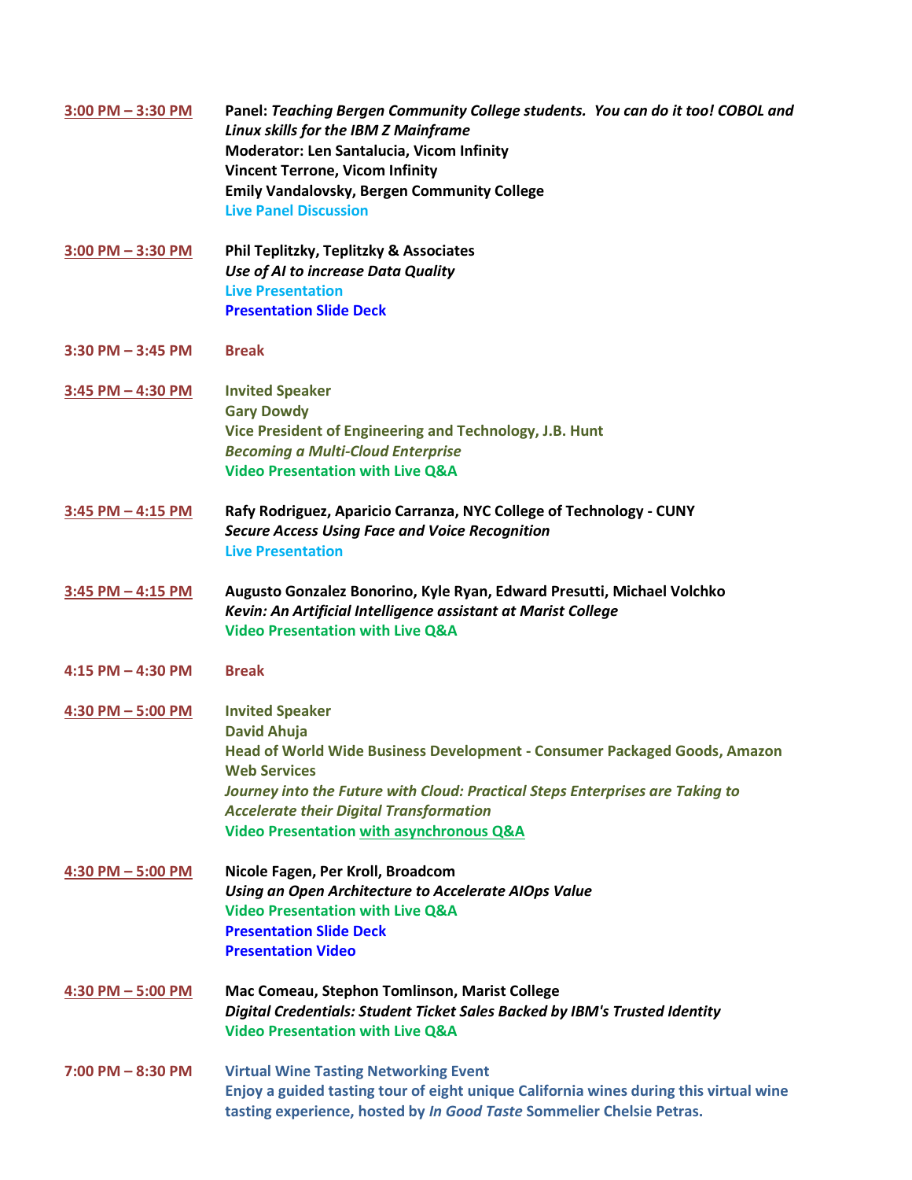**3:00 PM – 3:30 PM** **Panel:** ***Teaching Bergen Community College students. You can do it too! COBOL and Linux skills for the IBM Z Mainframe***
**Moderator: Len Santalucia, Vicom Infinity**
**Vincent Terrone, Vicom Infinity**
**Emily Vandalovsky, Bergen Community College**
**Live Panel Discussion**

**3:00 PM – 3:30 PM** **Phil Teplitzky, Teplitzky & Associates**
***Use of AI to increase Data Quality***
**Live Presentation**
**Presentation Slide Deck**

**3:30 PM – 3:45 PM** **Break**

**3:45 PM – 4:30 PM** **Invited Speaker**
**Gary Dowdy**
**Vice President of Engineering and Technology, J.B. Hunt**
***Becoming a Multi-Cloud Enterprise***
**Video Presentation with Live Q&A**

**3:45 PM – 4:15 PM** **Rafy Rodriguez, Aparicio Carranza, NYC College of Technology - CUNY**
***Secure Access Using Face and Voice Recognition***
**Live Presentation**

**3:45 PM – 4:15 PM** **Augusto Gonzalez Bonorino, Kyle Ryan, Edward Presutti, Michael Volchko**
***Kevin: An Artificial Intelligence assistant at Marist College***
**Video Presentation with Live Q&A**

**4:15 PM – 4:30 PM** **Break**

**4:30 PM – 5:00 PM** **Invited Speaker**
**David Ahuja**
**Head of World Wide Business Development - Consumer Packaged Goods, Amazon Web Services**
***Journey into the Future with Cloud: Practical Steps Enterprises are Taking to Accelerate their Digital Transformation***
**Video Presentation with asynchronous Q&A**

**4:30 PM – 5:00 PM** **Nicole Fagen, Per Kroll, Broadcom**
***Using an Open Architecture to Accelerate AIOps Value***
**Video Presentation with Live Q&A**
**Presentation Slide Deck**
**Presentation Video**

**4:30 PM – 5:00 PM** **Mac Comeau, Stephon Tomlinson, Marist College**
***Digital Credentials: Student Ticket Sales Backed by IBM's Trusted Identity***
**Video Presentation with Live Q&A**

**7:00 PM – 8:30 PM** **Virtual Wine Tasting Networking Event**
**Enjoy a guided tasting tour of eight unique California wines during this virtual wine tasting experience, hosted by *In Good Taste* Sommelier Chelsie Petras.**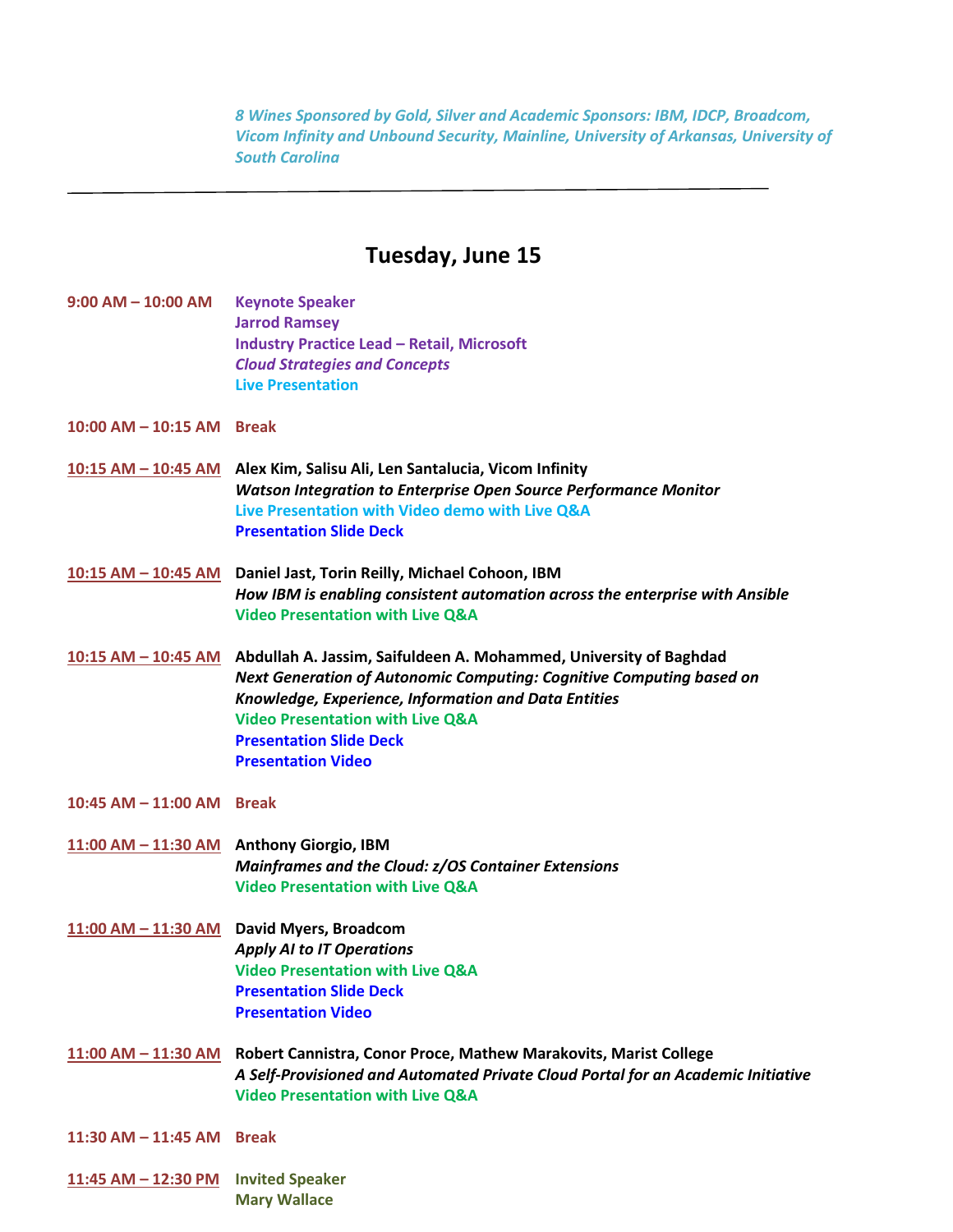*8 Wines Sponsored by Gold, Silver and Academic Sponsors: IBM, IDCP, Broadcom, Vicom Infinity and Unbound Security, Mainline, University of Arkansas, University of South Carolina*

---

## Tuesday, June 15

**9:00 AM – 10:00 AM** **Keynote Speaker**
**Jarrod Ramsey**
**Industry Practice Lead – Retail, Microsoft**
***Cloud Strategies and Concepts***
**Live Presentation**

**10:00 AM – 10:15 AM** **Break**

**10:15 AM – 10:45 AM** **Alex Kim, Salisu Ali, Len Santalucia, Vicom Infinity**
***Watson Integration to Enterprise Open Source Performance Monitor***
**Live Presentation with Video demo with Live Q&A**
**Presentation Slide Deck**

**10:15 AM – 10:45 AM** **Daniel Jast, Torin Reilly, Michael Cohoon, IBM**
***How IBM is enabling consistent automation across the enterprise with Ansible***
**Video Presentation with Live Q&A**

**10:15 AM – 10:45 AM** **Abdullah A. Jassim, Saifuldeen A. Mohammed, University of Baghdad**
***Next Generation of Autonomic Computing: Cognitive Computing based on Knowledge, Experience, Information and Data Entities***
**Video Presentation with Live Q&A**
**Presentation Slide Deck**
**Presentation Video**

**10:45 AM – 11:00 AM** **Break**

**11:00 AM – 11:30 AM** **Anthony Giorgio, IBM**
***Mainframes and the Cloud: z/OS Container Extensions***
**Video Presentation with Live Q&A**

**11:00 AM – 11:30 AM** **David Myers, Broadcom**
***Apply AI to IT Operations***
**Video Presentation with Live Q&A**
**Presentation Slide Deck**
**Presentation Video**

**11:00 AM – 11:30 AM** **Robert Cannistra, Conor Proce, Mathew Marakovits, Marist College**
***A Self-Provisioned and Automated Private Cloud Portal for an Academic Initiative***
**Video Presentation with Live Q&A**

**11:30 AM – 11:45 AM** **Break**

**11:45 AM – 12:30 PM** **Invited Speaker**
**Mary Wallace**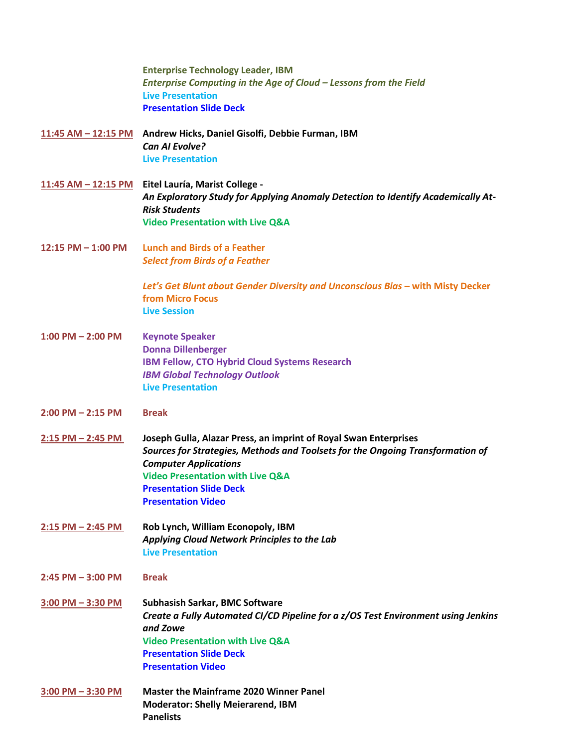**Enterprise Technology Leader, IBM**
***Enterprise Computing in the Age of Cloud – Lessons from the Field***
**Live Presentation**
**Presentation Slide Deck**

**11:45 AM – 12:15 PM** **Andrew Hicks, Daniel Gisolfi, Debbie Furman, IBM**
***Can AI Evolve?***
**Live Presentation**

**11:45 AM – 12:15 PM** **Eitel Lauría, Marist College -**
***An Exploratory Study for Applying Anomaly Detection to Identify Academically At-Risk Students***
**Video Presentation with Live Q&A**

**12:15 PM – 1:00 PM** **Lunch and Birds of a Feather**
***Select from Birds of a Feather***

***Let's Get Blunt about Gender Diversity and Unconscious Bias* – with Misty Decker from Micro Focus**
**Live Session**

**1:00 PM – 2:00 PM** **Keynote Speaker**
**Donna Dillenberger**
**IBM Fellow, CTO Hybrid Cloud Systems Research**
***IBM Global Technology Outlook***
**Live Presentation**

**2:00 PM – 2:15 PM** **Break**

**2:15 PM – 2:45 PM** **Joseph Gulla, Alazar Press, an imprint of Royal Swan Enterprises**
***Sources for Strategies, Methods and Toolsets for the Ongoing Transformation of Computer Applications***
**Video Presentation with Live Q&A**
**Presentation Slide Deck**
**Presentation Video**

**2:15 PM – 2:45 PM** **Rob Lynch, William Econopoly, IBM**
***Applying Cloud Network Principles to the Lab***
**Live Presentation**

**2:45 PM – 3:00 PM** **Break**

**3:00 PM – 3:30 PM** **Subhasish Sarkar, BMC Software**
***Create a Fully Automated CI/CD Pipeline for a z/OS Test Environment using Jenkins and Zowe***
**Video Presentation with Live Q&A**
**Presentation Slide Deck**
**Presentation Video**

**3:00 PM – 3:30 PM** **Master the Mainframe 2020 Winner Panel**
**Moderator: Shelly Meierarend, IBM**
**Panelists**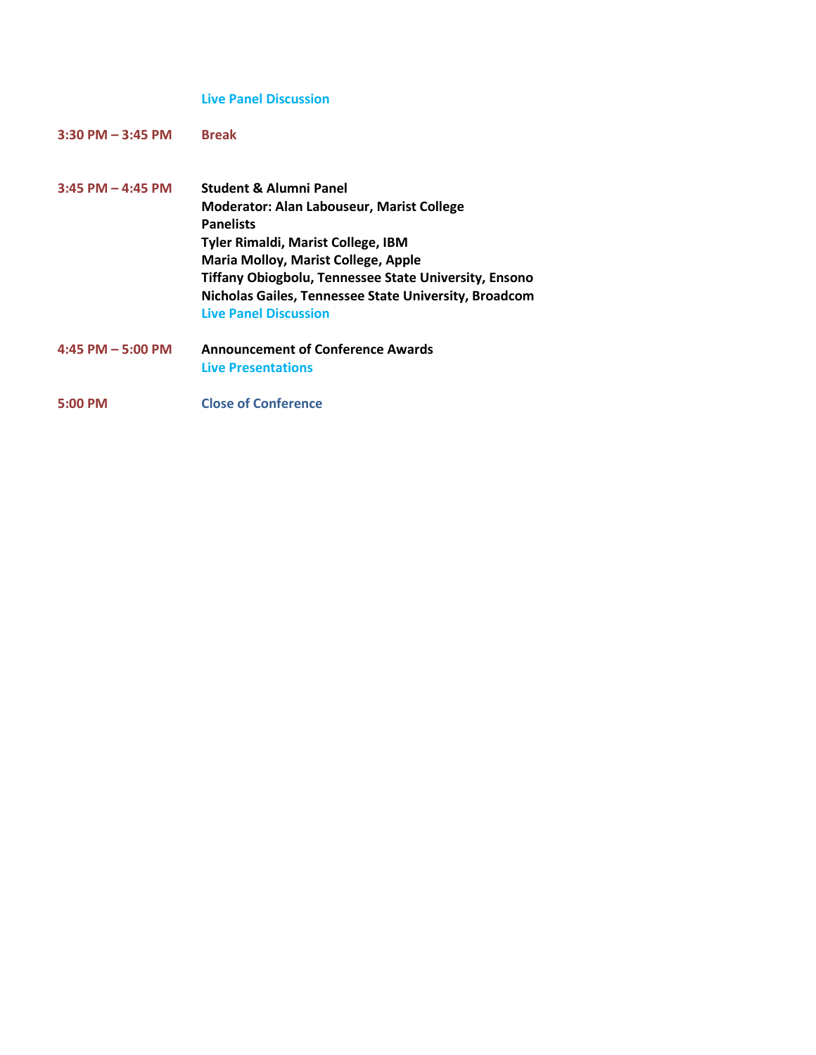**Live Panel Discussion**

**3:30 PM – 3:45 PM** **Break**

**3:45 PM – 4:45 PM** **Student & Alumni Panel**
**Moderator: Alan Labouseur, Marist College**
**Panelists**
**Tyler Rimaldi, Marist College, IBM**
**Maria Molloy, Marist College, Apple**
**Tiffany Obiogbolu, Tennessee State University, Ensono**
**Nicholas Gailes, Tennessee State University, Broadcom**
**Live Panel Discussion**

**4:45 PM – 5:00 PM** **Announcement of Conference Awards**
**Live Presentations**

**5:00 PM** **Close of Conference**